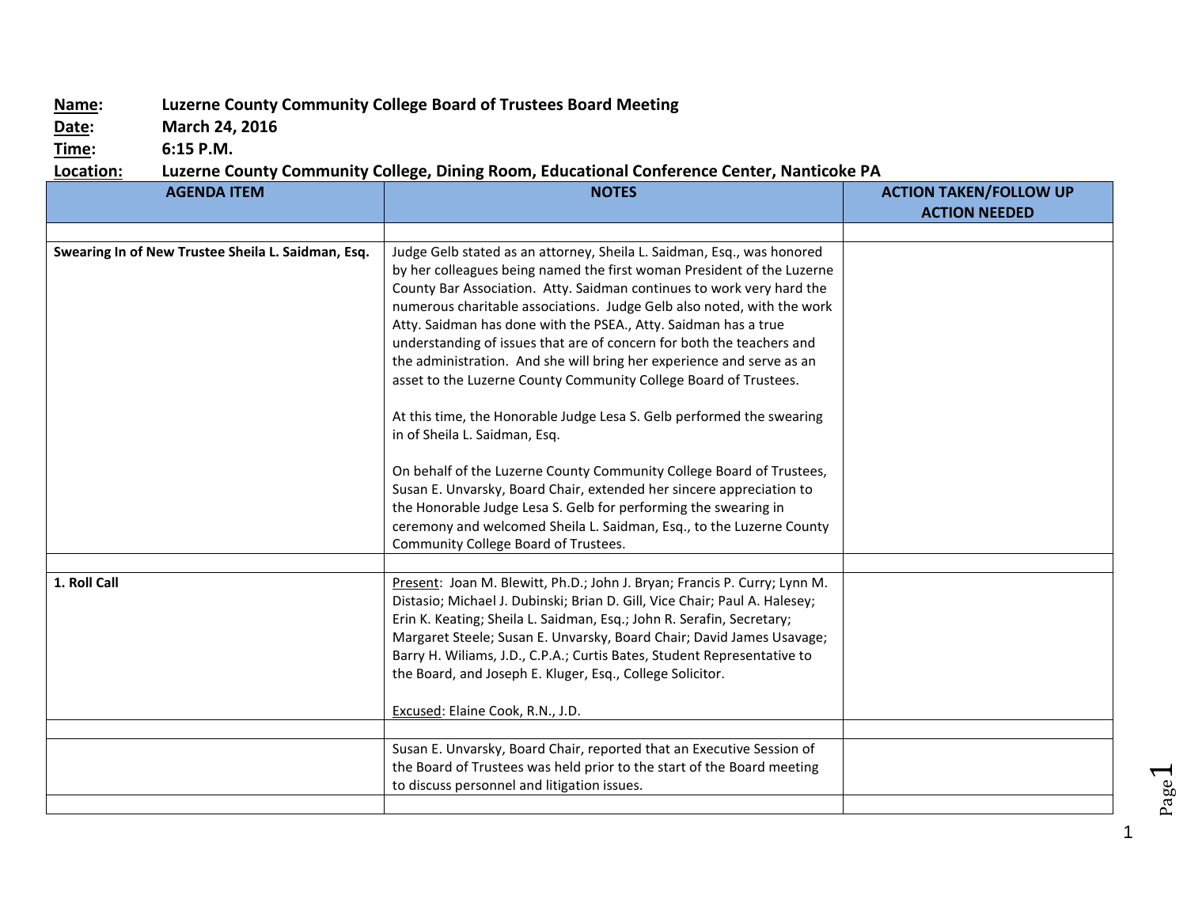**Name:** Luzerne County Community College Board of Trustees Board Meeting
**Date:** March 24, 2016
**Time:** 6:15 P.M.
**Location:** Luzerne County Community College, Dining Room, Educational Conference Center, Nanticoke PA

| AGENDA ITEM | NOTES | ACTION TAKEN/FOLLOW UP ACTION NEEDED |
|---|---|---|
| | | |
| **Swearing In of New Trustee Sheila L. Saidman, Esq.** | Judge Gelb stated as an attorney, Sheila L. Saidman, Esq., was honored by her colleagues being named the first woman President of the Luzerne County Bar Association. Atty. Saidman continues to work very hard the numerous charitable associations. Judge Gelb also noted, with the work Atty. Saidman has done with the PSEA., Atty. Saidman has a true understanding of issues that are of concern for both the teachers and the administration. And she will bring her experience and serve as an asset to the Luzerne County Community College Board of Trustees.<br><br>At this time, the Honorable Judge Lesa S. Gelb performed the swearing in of Sheila L. Saidman, Esq.<br><br>On behalf of the Luzerne County Community College Board of Trustees, Susan E. Unvarsky, Board Chair, extended her sincere appreciation to the Honorable Judge Lesa S. Gelb for performing the swearing in ceremony and welcomed Sheila L. Saidman, Esq., to the Luzerne County Community College Board of Trustees. | |
| | | |
| **1. Roll Call** | Present: Joan M. Blewitt, Ph.D.; John J. Bryan; Francis P. Curry; Lynn M. Distasio; Michael J. Dubinski; Brian D. Gill, Vice Chair; Paul A. Halesey; Erin K. Keating; Sheila L. Saidman, Esq.; John R. Serafin, Secretary; Margaret Steele; Susan E. Unvarsky, Board Chair; David James Usavage; Barry H. Wiliams, J.D., C.P.A.; Curtis Bates, Student Representative to the Board, and Joseph E. Kluger, Esq., College Solicitor.<br><br>Excused: Elaine Cook, R.N., J.D. | |
| | | |
| | Susan E. Unvarsky, Board Chair, reported that an Executive Session of the Board of Trustees was held prior to the start of the Board meeting to discuss personnel and litigation issues. | |
| | | |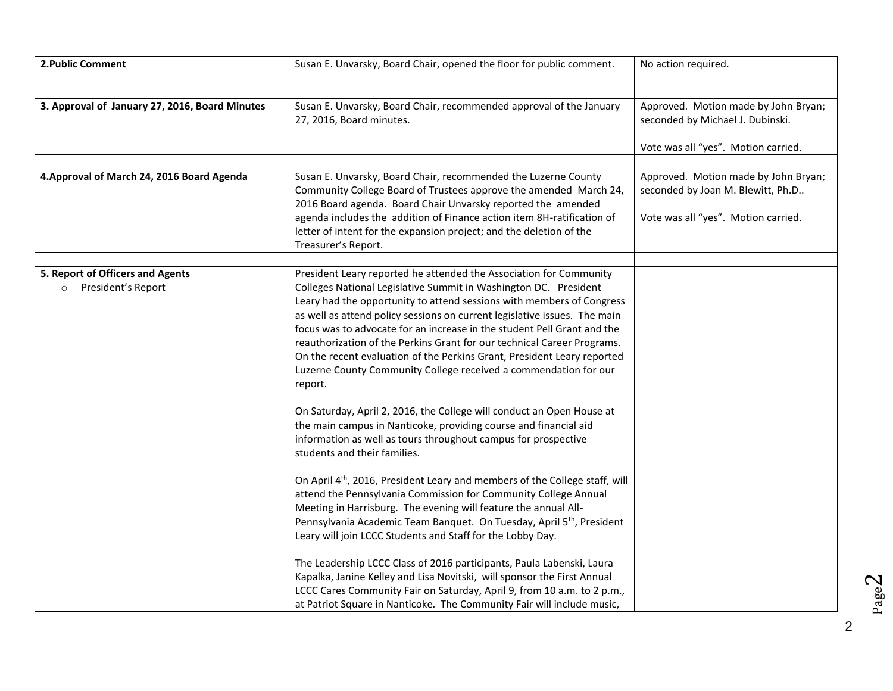| | | |
|---|---|---|
| **2.Public Comment** | Susan E. Unvarsky, Board Chair, opened the floor for public comment. | No action required. |
| | | |
| **3. Approval of January 27, 2016, Board Minutes** | Susan E. Unvarsky, Board Chair, recommended approval of the January 27, 2016, Board minutes. | Approved. Motion made by John Bryan; seconded by Michael J. Dubinski.<br><br>Vote was all "yes". Motion carried. |
| | | |
| **4.Approval of March 24, 2016 Board Agenda** | Susan E. Unvarsky, Board Chair, recommended the Luzerne County Community College Board of Trustees approve the amended March 24, 2016 Board agenda. Board Chair Unvarsky reported the amended agenda includes the addition of Finance action item 8H-ratification of letter of intent for the expansion project; and the deletion of the Treasurer's Report. | Approved. Motion made by John Bryan; seconded by Joan M. Blewitt, Ph.D..<br><br>Vote was all "yes". Motion carried. |
| | | |
| **5. Report of Officers and Agents**<br>○ President's Report | President Leary reported he attended the Association for Community Colleges National Legislative Summit in Washington DC. President Leary had the opportunity to attend sessions with members of Congress as well as attend policy sessions on current legislative issues. The main focus was to advocate for an increase in the student Pell Grant and the reauthorization of the Perkins Grant for our technical Career Programs. On the recent evaluation of the Perkins Grant, President Leary reported Luzerne County Community College received a commendation for our report.<br><br>On Saturday, April 2, 2016, the College will conduct an Open House at the main campus in Nanticoke, providing course and financial aid information as well as tours throughout campus for prospective students and their families.<br><br>On April 4th, 2016, President Leary and members of the College staff, will attend the Pennsylvania Commission for Community College Annual Meeting in Harrisburg. The evening will feature the annual All-Pennsylvania Academic Team Banquet. On Tuesday, April 5th, President Leary will join LCCC Students and Staff for the Lobby Day.<br><br>The Leadership LCCC Class of 2016 participants, Paula Labenski, Laura Kapalka, Janine Kelley and Lisa Novitski, will sponsor the First Annual LCCC Cares Community Fair on Saturday, April 9, from 10 a.m. to 2 p.m., at Patriot Square in Nanticoke. The Community Fair will include music, | |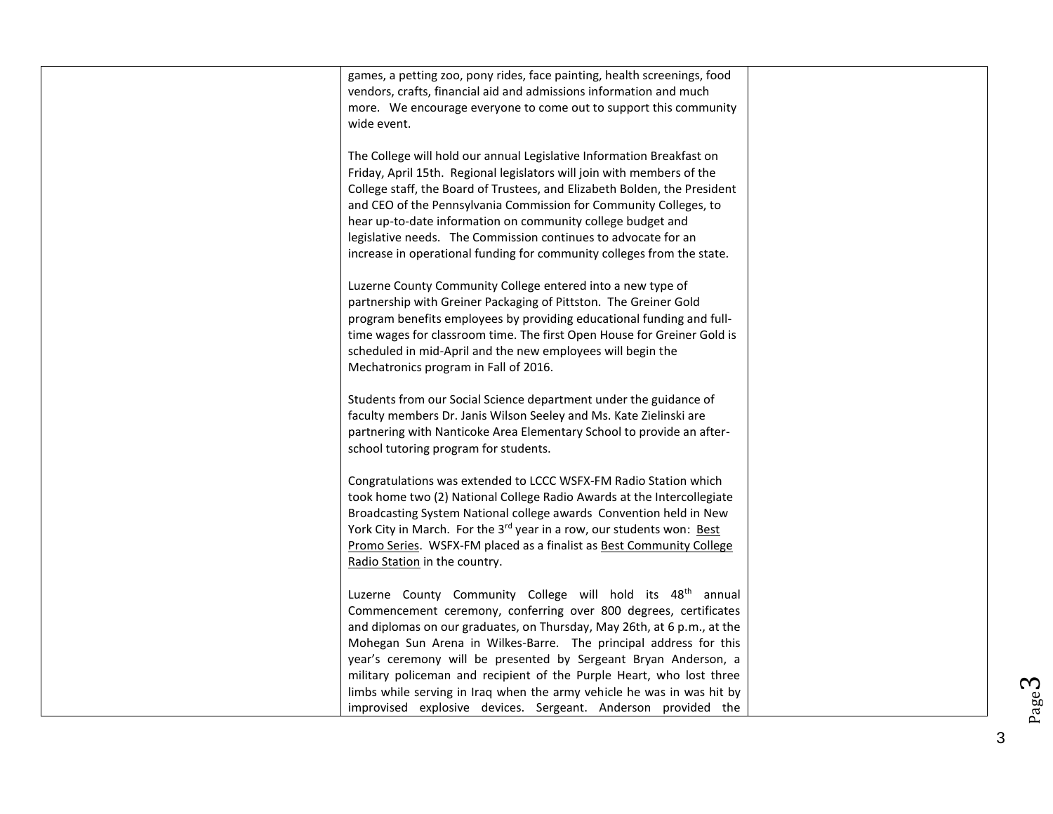| | | |
|---|---|---|
| | games, a petting zoo, pony rides, face painting, health screenings, food vendors, crafts, financial aid and admissions information and much more. We encourage everyone to come out to support this community wide event.<br><br>The College will hold our annual Legislative Information Breakfast on Friday, April 15th. Regional legislators will join with members of the College staff, the Board of Trustees, and Elizabeth Bolden, the President and CEO of the Pennsylvania Commission for Community Colleges, to hear up-to-date information on community college budget and legislative needs. The Commission continues to advocate for an increase in operational funding for community colleges from the state.<br><br>Luzerne County Community College entered into a new type of partnership with Greiner Packaging of Pittston. The Greiner Gold program benefits employees by providing educational funding and full-time wages for classroom time. The first Open House for Greiner Gold is scheduled in mid-April and the new employees will begin the Mechatronics program in Fall of 2016.<br><br>Students from our Social Science department under the guidance of faculty members Dr. Janis Wilson Seeley and Ms. Kate Zielinski are partnering with Nanticoke Area Elementary School to provide an after-school tutoring program for students.<br><br>Congratulations was extended to LCCC WSFX-FM Radio Station which took home two (2) National College Radio Awards at the Intercollegiate Broadcasting System National college awards Convention held in New York City in March. For the 3rd year in a row, our students won: Best Promo Series. WSFX-FM placed as a finalist as Best Community College Radio Station in the country.<br><br>Luzerne County Community College will hold its 48th annual Commencement ceremony, conferring over 800 degrees, certificates and diplomas on our graduates, on Thursday, May 26th, at 6 p.m., at the Mohegan Sun Arena in Wilkes-Barre. The principal address for this year's ceremony will be presented by Sergeant Bryan Anderson, a military policeman and recipient of the Purple Heart, who lost three limbs while serving in Iraq when the army vehicle he was in was hit by improvised explosive devices. Sergeant. Anderson provided the | |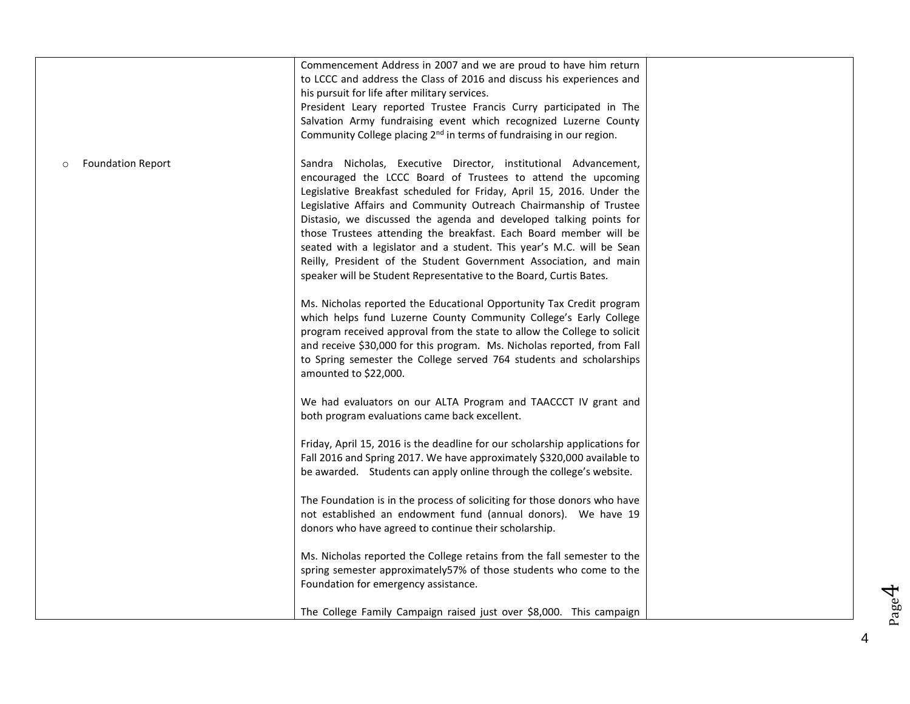| | | |
|---|---|---|
| | Commencement Address in 2007 and we are proud to have him return to LCCC and address the Class of 2016 and discuss his experiences and his pursuit for life after military services.<br>President Leary reported Trustee Francis Curry participated in The Salvation Army fundraising event which recognized Luzerne County Community College placing 2nd in terms of fundraising in our region. | |
| ○ Foundation Report | Sandra Nicholas, Executive Director, institutional Advancement, encouraged the LCCC Board of Trustees to attend the upcoming Legislative Breakfast scheduled for Friday, April 15, 2016. Under the Legislative Affairs and Community Outreach Chairmanship of Trustee Distasio, we discussed the agenda and developed talking points for those Trustees attending the breakfast. Each Board member will be seated with a legislator and a student. This year's M.C. will be Sean Reilly, President of the Student Government Association, and main speaker will be Student Representative to the Board, Curtis Bates.<br><br>Ms. Nicholas reported the Educational Opportunity Tax Credit program which helps fund Luzerne County Community College's Early College program received approval from the state to allow the College to solicit and receive $30,000 for this program. Ms. Nicholas reported, from Fall to Spring semester the College served 764 students and scholarships amounted to $22,000.<br><br>We had evaluators on our ALTA Program and TAACCCT IV grant and both program evaluations came back excellent.<br><br>Friday, April 15, 2016 is the deadline for our scholarship applications for Fall 2016 and Spring 2017. We have approximately $320,000 available to be awarded. Students can apply online through the college's website.<br><br>The Foundation is in the process of soliciting for those donors who have not established an endowment fund (annual donors). We have 19 donors who have agreed to continue their scholarship.<br><br>Ms. Nicholas reported the College retains from the fall semester to the spring semester approximately57% of those students who come to the Foundation for emergency assistance.<br><br>The College Family Campaign raised just over $8,000. This campaign | |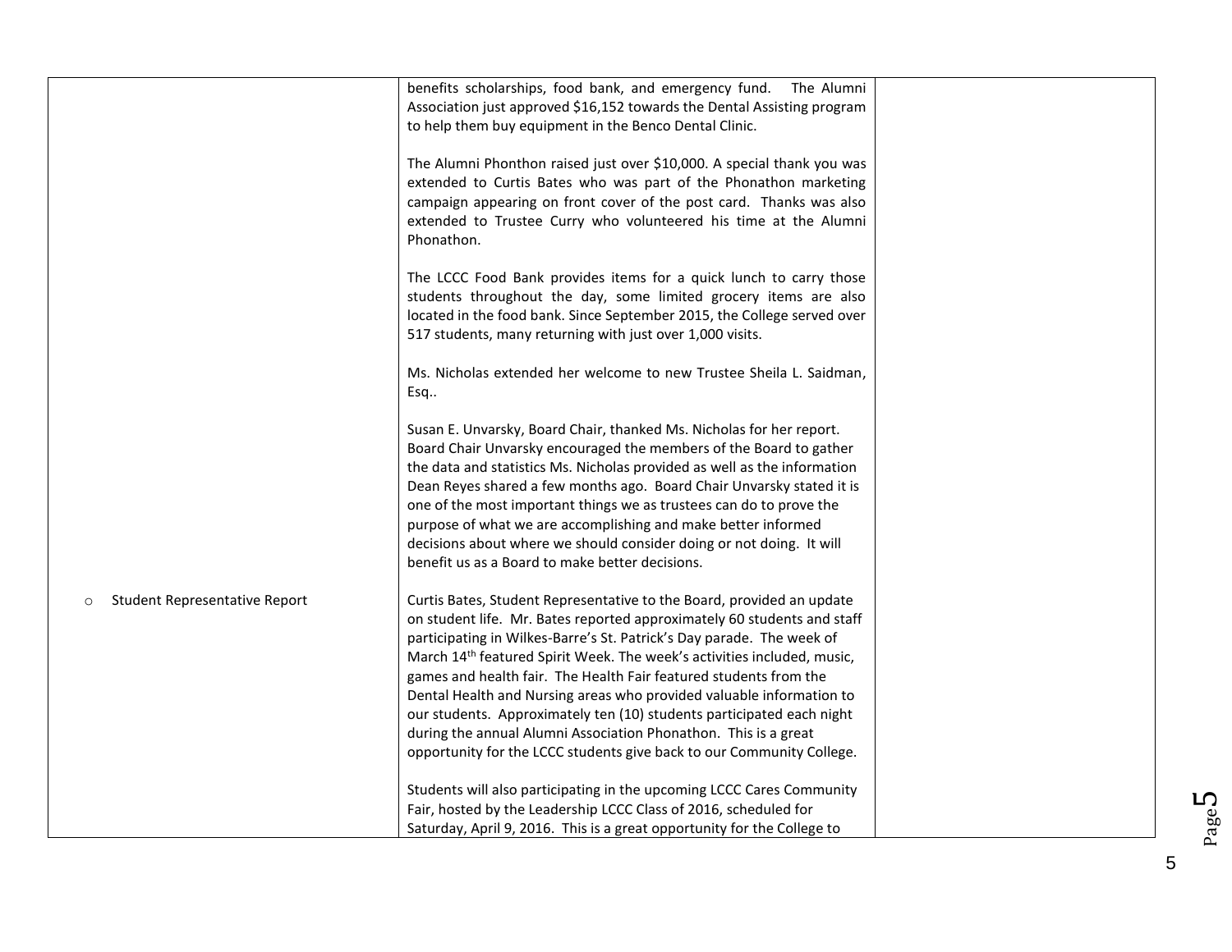| | | |
|---|---|---|
| | benefits scholarships, food bank, and emergency fund. The Alumni Association just approved $16,152 towards the Dental Assisting program to help them buy equipment in the Benco Dental Clinic.<br><br>The Alumni Phonthon raised just over $10,000. A special thank you was extended to Curtis Bates who was part of the Phonathon marketing campaign appearing on front cover of the post card. Thanks was also extended to Trustee Curry who volunteered his time at the Alumni Phonathon.<br><br>The LCCC Food Bank provides items for a quick lunch to carry those students throughout the day, some limited grocery items are also located in the food bank. Since September 2015, the College served over 517 students, many returning with just over 1,000 visits.<br><br>Ms. Nicholas extended her welcome to new Trustee Sheila L. Saidman, Esq..<br><br>Susan E. Unvarsky, Board Chair, thanked Ms. Nicholas for her report. Board Chair Unvarsky encouraged the members of the Board to gather the data and statistics Ms. Nicholas provided as well as the information Dean Reyes shared a few months ago. Board Chair Unvarsky stated it is one of the most important things we as trustees can do to prove the purpose of what we are accomplishing and make better informed decisions about where we should consider doing or not doing. It will benefit us as a Board to make better decisions. | |
| ○ Student Representative Report | Curtis Bates, Student Representative to the Board, provided an update on student life. Mr. Bates reported approximately 60 students and staff participating in Wilkes-Barre's St. Patrick's Day parade. The week of March 14th featured Spirit Week. The week's activities included, music, games and health fair. The Health Fair featured students from the Dental Health and Nursing areas who provided valuable information to our students. Approximately ten (10) students participated each night during the annual Alumni Association Phonathon. This is a great opportunity for the LCCC students give back to our Community College.<br><br>Students will also participating in the upcoming LCCC Cares Community Fair, hosted by the Leadership LCCC Class of 2016, scheduled for Saturday, April 9, 2016. This is a great opportunity for the College to | |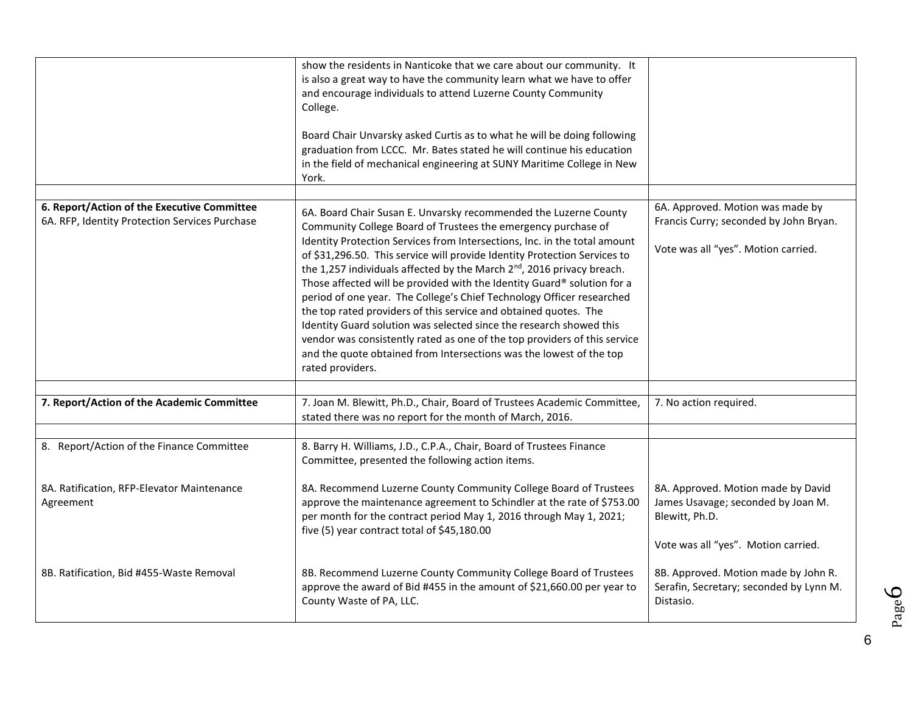| | | |
|---|---|---|
| | show the residents in Nanticoke that we care about our community. It is also a great way to have the community learn what we have to offer and encourage individuals to attend Luzerne County Community College.<br><br>Board Chair Unvarsky asked Curtis as to what he will be doing following graduation from LCCC. Mr. Bates stated he will continue his education in the field of mechanical engineering at SUNY Maritime College in New York. | |
| | | |
| **6. Report/Action of the Executive Committee**<br>6A. RFP, Identity Protection Services Purchase | 6A. Board Chair Susan E. Unvarsky recommended the Luzerne County Community College Board of Trustees the emergency purchase of Identity Protection Services from Intersections, Inc. in the total amount of $31,296.50. This service will provide Identity Protection Services to the 1,257 individuals affected by the March 2nd, 2016 privacy breach. Those affected will be provided with the Identity Guard® solution for a period of one year. The College's Chief Technology Officer researched the top rated providers of this service and obtained quotes. The Identity Guard solution was selected since the research showed this vendor was consistently rated as one of the top providers of this service and the quote obtained from Intersections was the lowest of the top rated providers. | 6A. Approved. Motion was made by Francis Curry; seconded by John Bryan.<br><br>Vote was all "yes". Motion carried. |
| | | |
| **7. Report/Action of the Academic Committee** | 7. Joan M. Blewitt, Ph.D., Chair, Board of Trustees Academic Committee, stated there was no report for the month of March, 2016. | 7. No action required. |
| | | |
| 8. Report/Action of the Finance Committee<br><br>8A. Ratification, RFP-Elevator Maintenance Agreement<br><br><br><br>8B. Ratification, Bid #455-Waste Removal | 8. Barry H. Williams, J.D., C.P.A., Chair, Board of Trustees Finance Committee, presented the following action items.<br><br>8A. Recommend Luzerne County Community College Board of Trustees approve the maintenance agreement to Schindler at the rate of $753.00 per month for the contract period May 1, 2016 through May 1, 2021; five (5) year contract total of $45,180.00<br><br>8B. Recommend Luzerne County Community College Board of Trustees approve the award of Bid #455 in the amount of $21,660.00 per year to County Waste of PA, LLC. | <br><br><br>8A. Approved. Motion made by David James Usavage; seconded by Joan M. Blewitt, Ph.D.<br><br>Vote was all "yes". Motion carried.<br><br>8B. Approved. Motion made by John R. Serafin, Secretary; seconded by Lynn M. Distasio. |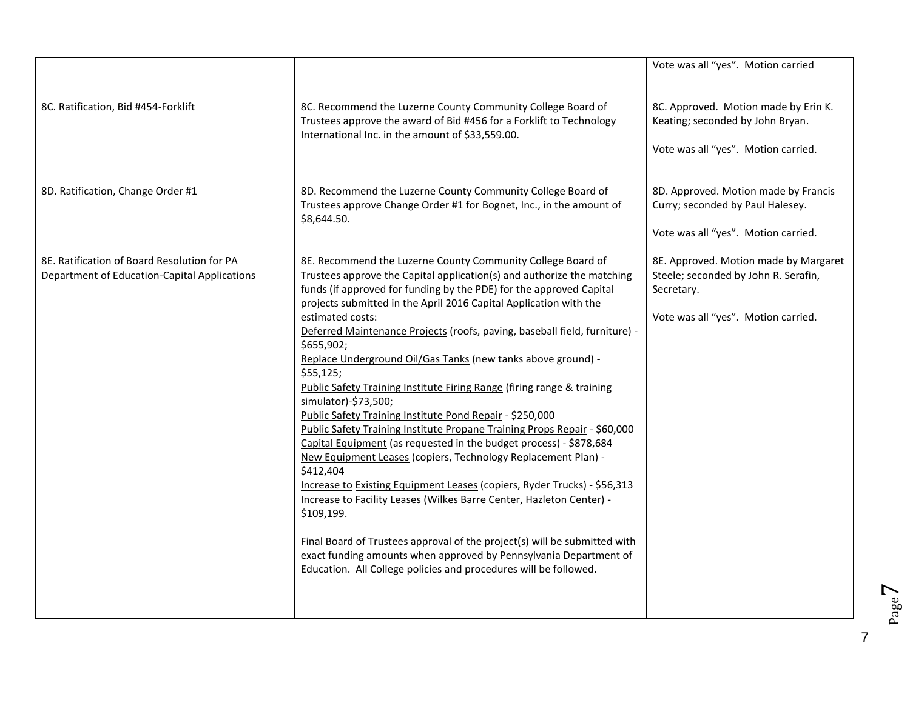| | | |
|---|---|---|
| | | Vote was all "yes". Motion carried |
| 8C. Ratification, Bid #454-Forklift | 8C. Recommend the Luzerne County Community College Board of Trustees approve the award of Bid #456 for a Forklift to Technology International Inc. in the amount of $33,559.00. | 8C. Approved. Motion made by Erin K. Keating; seconded by John Bryan.<br><br>Vote was all "yes". Motion carried. |
| 8D. Ratification, Change Order #1 | 8D. Recommend the Luzerne County Community College Board of Trustees approve Change Order #1 for Bognet, Inc., in the amount of $8,644.50. | 8D. Approved. Motion made by Francis Curry; seconded by Paul Halesey.<br><br>Vote was all "yes". Motion carried. |
| 8E. Ratification of Board Resolution for PA Department of Education-Capital Applications | 8E. Recommend the Luzerne County Community College Board of Trustees approve the Capital application(s) and authorize the matching funds (if approved for funding by the PDE) for the approved Capital projects submitted in the April 2016 Capital Application with the estimated costs:<br>Deferred Maintenance Projects (roofs, paving, baseball field, furniture) - $655,902;<br>Replace Underground Oil/Gas Tanks (new tanks above ground) - $55,125;<br>Public Safety Training Institute Firing Range (firing range & training simulator)-$73,500;<br>Public Safety Training Institute Pond Repair - $250,000<br>Public Safety Training Institute Propane Training Props Repair - $60,000<br>Capital Equipment (as requested in the budget process) - $878,684<br>New Equipment Leases (copiers, Technology Replacement Plan) - $412,404<br>Increase to Existing Equipment Leases (copiers, Ryder Trucks) - $56,313<br>Increase to Facility Leases (Wilkes Barre Center, Hazleton Center) - $109,199.<br><br>Final Board of Trustees approval of the project(s) will be submitted with exact funding amounts when approved by Pennsylvania Department of Education. All College policies and procedures will be followed. | 8E. Approved. Motion made by Margaret Steele; seconded by John R. Serafin, Secretary.<br><br>Vote was all "yes". Motion carried. |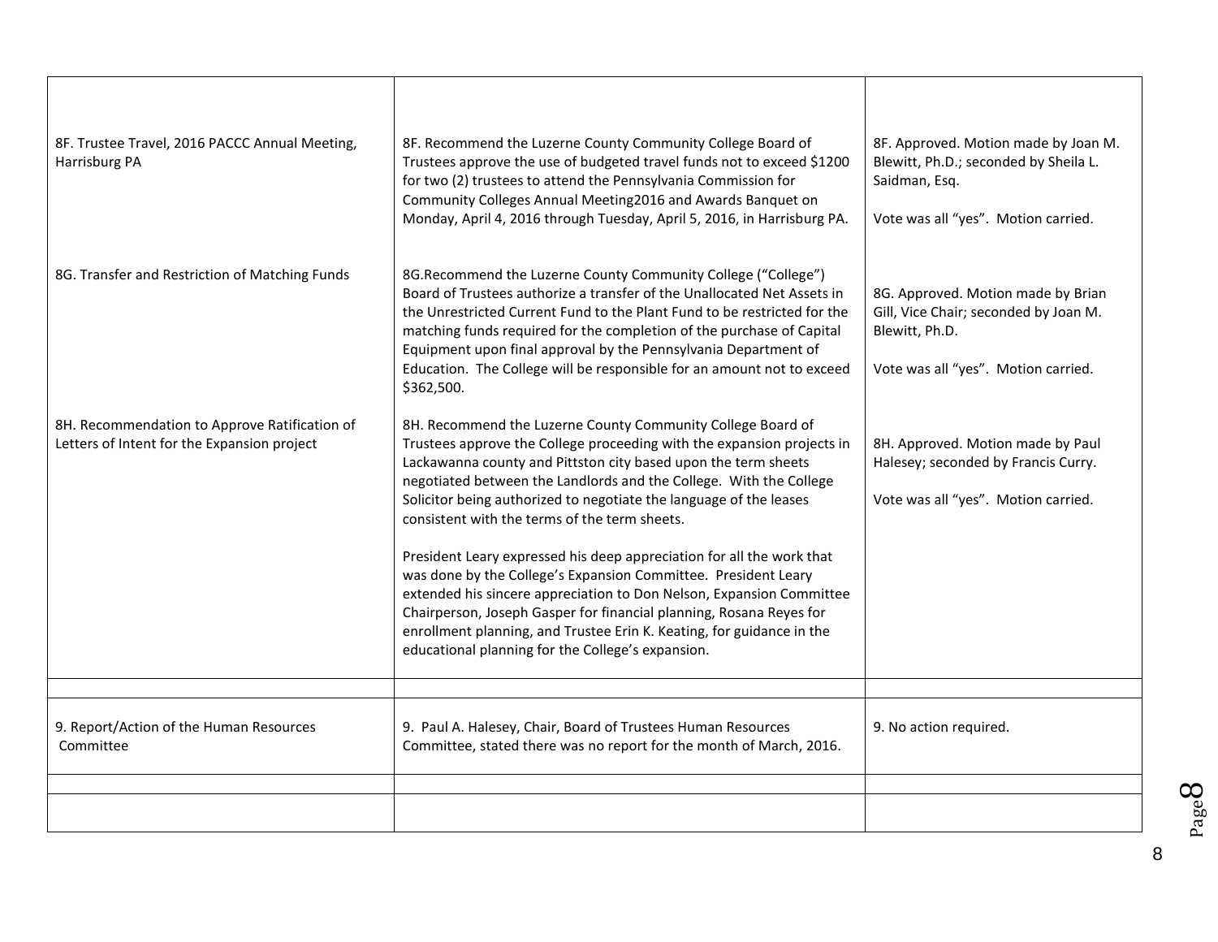| | | |
|---|---|---|
| 8F. Trustee Travel, 2016 PACCC Annual Meeting, Harrisburg PA | 8F. Recommend the Luzerne County Community College Board of Trustees approve the use of budgeted travel funds not to exceed $1200 for two (2) trustees to attend the Pennsylvania Commission for Community Colleges Annual Meeting2016 and Awards Banquet on Monday, April 4, 2016 through Tuesday, April 5, 2016, in Harrisburg PA. | 8F. Approved. Motion made by Joan M. Blewitt, Ph.D.; seconded by Sheila L. Saidman, Esq.<br><br>Vote was all "yes". Motion carried. |
| 8G. Transfer and Restriction of Matching Funds | 8G.Recommend the Luzerne County Community College ("College") Board of Trustees authorize a transfer of the Unallocated Net Assets in the Unrestricted Current Fund to the Plant Fund to be restricted for the matching funds required for the completion of the purchase of Capital Equipment upon final approval by the Pennsylvania Department of Education. The College will be responsible for an amount not to exceed $362,500. | 8G. Approved. Motion made by Brian Gill, Vice Chair; seconded by Joan M. Blewitt, Ph.D.<br><br>Vote was all "yes". Motion carried. |
| 8H. Recommendation to Approve Ratification of Letters of Intent for the Expansion project | 8H. Recommend the Luzerne County Community College Board of Trustees approve the College proceeding with the expansion projects in Lackawanna county and Pittston city based upon the term sheets negotiated between the Landlords and the College. With the College Solicitor being authorized to negotiate the language of the leases consistent with the terms of the term sheets.<br><br>President Leary expressed his deep appreciation for all the work that was done by the College's Expansion Committee. President Leary extended his sincere appreciation to Don Nelson, Expansion Committee Chairperson, Joseph Gasper for financial planning, Rosana Reyes for enrollment planning, and Trustee Erin K. Keating, for guidance in the educational planning for the College's expansion. | 8H. Approved. Motion made by Paul Halesey; seconded by Francis Curry.<br><br>Vote was all "yes". Motion carried. |
| | | |
| 9. Report/Action of the Human Resources Committee | 9. Paul A. Halesey, Chair, Board of Trustees Human Resources Committee, stated there was no report for the month of March, 2016. | 9. No action required. |
| | | |
| | | |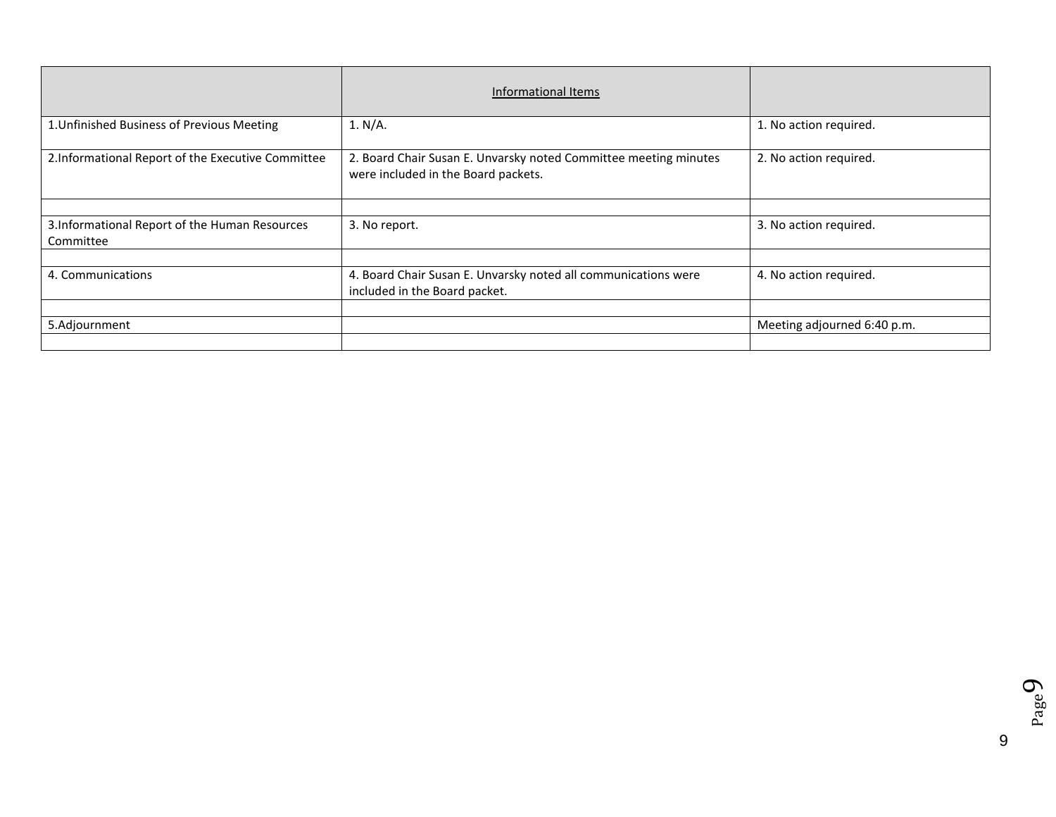| | Informational Items | |
|---|---|---|
| 1.Unfinished Business of Previous Meeting | 1. N/A. | 1. No action required. |
| 2.Informational Report of the Executive Committee | 2. Board Chair Susan E. Unvarsky noted Committee meeting minutes were included in the Board packets. | 2. No action required. |
| | | |
| 3.Informational Report of the Human Resources Committee | 3. No report. | 3. No action required. |
| | | |
| 4. Communications | 4. Board Chair Susan E. Unvarsky noted all communications were included in the Board packet. | 4. No action required. |
| | | |
| 5.Adjournment | | Meeting adjourned 6:40 p.m. |
| | | |